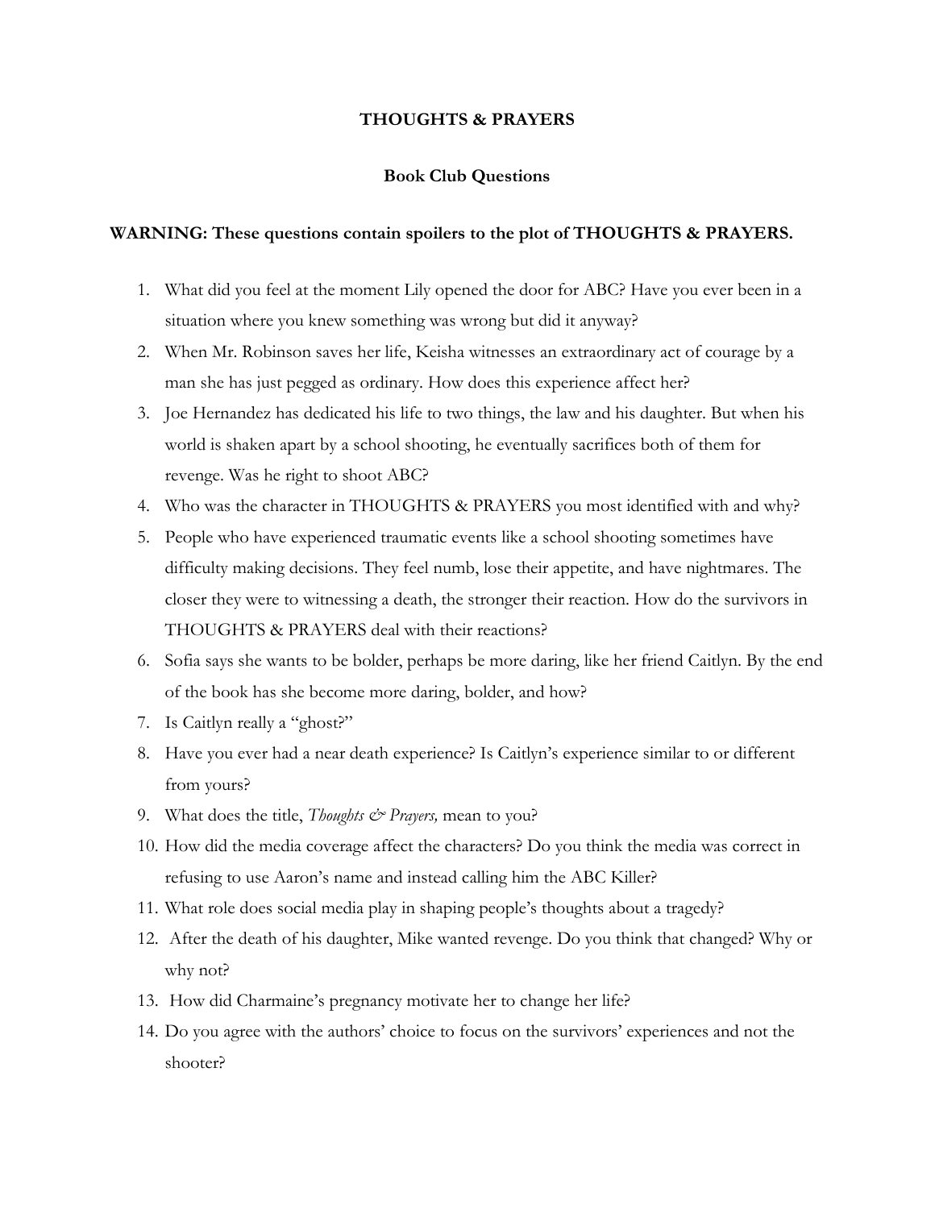# THOUGHTS & PRAYERS

## Book Club Questions

**WARNING: These questions contain spoilers to the plot of THOUGHTS & PRAYERS.**

1. What did you feel at the moment Lily opened the door for ABC? Have you ever been in a situation where you knew something was wrong but did it anyway?
2. When Mr. Robinson saves her life, Keisha witnesses an extraordinary act of courage by a man she has just pegged as ordinary. How does this experience affect her?
3. Joe Hernandez has dedicated his life to two things, the law and his daughter. But when his world is shaken apart by a school shooting, he eventually sacrifices both of them for revenge. Was he right to shoot ABC?
4. Who was the character in THOUGHTS & PRAYERS you most identified with and why?
5. People who have experienced traumatic events like a school shooting sometimes have difficulty making decisions. They feel numb, lose their appetite, and have nightmares. The closer they were to witnessing a death, the stronger their reaction. How do the survivors in THOUGHTS & PRAYERS deal with their reactions?
6. Sofia says she wants to be bolder, perhaps be more daring, like her friend Caitlyn. By the end of the book has she become more daring, bolder, and how?
7. Is Caitlyn really a "ghost?"
8. Have you ever had a near death experience? Is Caitlyn's experience similar to or different from yours?
9. What does the title, *Thoughts & Prayers,* mean to you?
10. How did the media coverage affect the characters? Do you think the media was correct in refusing to use Aaron's name and instead calling him the ABC Killer?
11. What role does social media play in shaping people's thoughts about a tragedy?
12. After the death of his daughter, Mike wanted revenge. Do you think that changed? Why or why not?
13. How did Charmaine's pregnancy motivate her to change her life?
14. Do you agree with the authors' choice to focus on the survivors' experiences and not the shooter?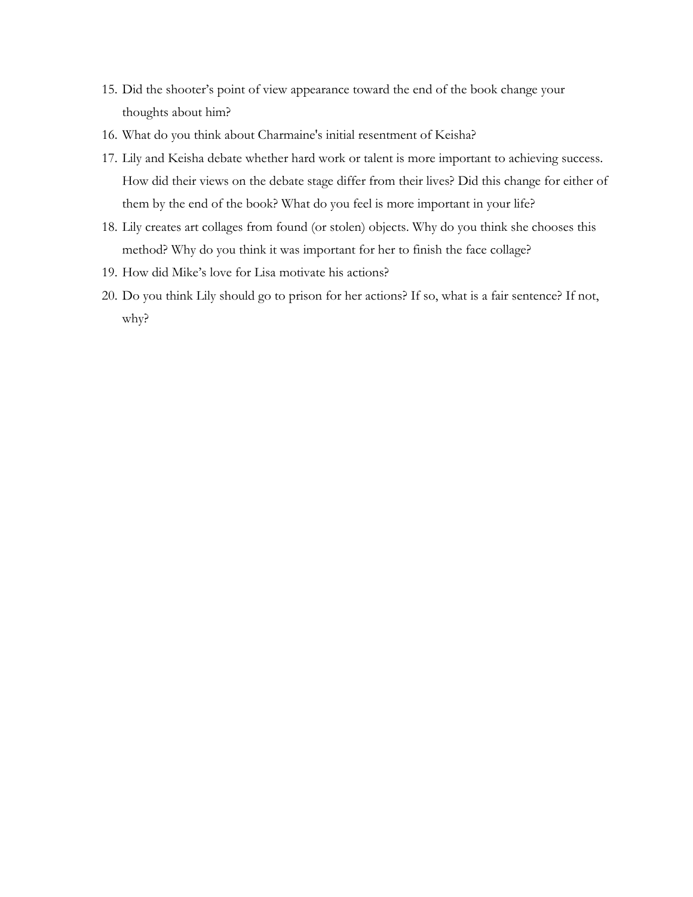15. Did the shooter's point of view appearance toward the end of the book change your thoughts about him?
16. What do you think about Charmaine's initial resentment of Keisha?
17. Lily and Keisha debate whether hard work or talent is more important to achieving success. How did their views on the debate stage differ from their lives? Did this change for either of them by the end of the book? What do you feel is more important in your life?
18. Lily creates art collages from found (or stolen) objects. Why do you think she chooses this method? Why do you think it was important for her to finish the face collage?
19. How did Mike's love for Lisa motivate his actions?
20. Do you think Lily should go to prison for her actions? If so, what is a fair sentence? If not, why?